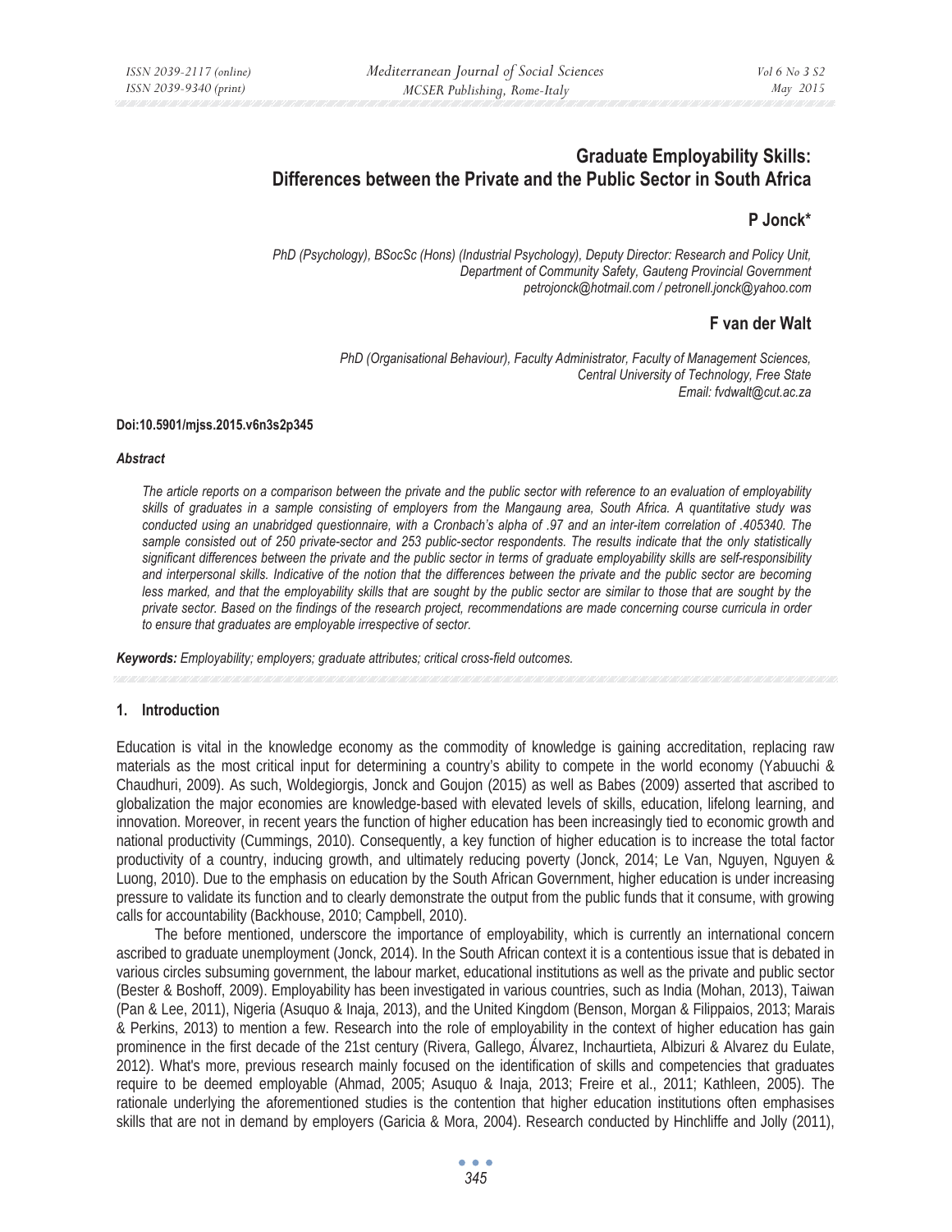# Graduate Employability Skills: Differences between the Private and the Public Sector in South Africa

## P Jonck*

*PhD (Psychology), BSocSc (Hons) (Industrial Psychology), Deputy Director: Research and Policy Unit, Department of Community Safety, Gauteng Provincial Government*
*petrojonck@hotmail.com / petronell.jonck@yahoo.com*

## F van der Walt

*PhD (Organisational Behaviour), Faculty Administrator, Faculty of Management Sciences, Central University of Technology, Free State*
*Email: fvdwalt@cut.ac.za*

**Doi:10.5901/mjss.2015.v6n3s2p345**

***Abstract***

*The article reports on a comparison between the private and the public sector with reference to an evaluation of employability skills of graduates in a sample consisting of employers from the Mangaung area, South Africa. A quantitative study was conducted using an unabridged questionnaire, with a Cronbach's alpha of .97 and an inter-item correlation of .405340. The sample consisted out of 250 private-sector and 253 public-sector respondents. The results indicate that the only statistically significant differences between the private and the public sector in terms of graduate employability skills are self-responsibility and interpersonal skills. Indicative of the notion that the differences between the private and the public sector are becoming less marked, and that the employability skills that are sought by the public sector are similar to those that are sought by the private sector. Based on the findings of the research project, recommendations are made concerning course curricula in order to ensure that graduates are employable irrespective of sector.*

***Keywords:*** *Employability; employers; graduate attributes; critical cross-field outcomes.*

## 1. Introduction

Education is vital in the knowledge economy as the commodity of knowledge is gaining accreditation, replacing raw materials as the most critical input for determining a country's ability to compete in the world economy (Yabuuchi & Chaudhuri, 2009). As such, Woldegiorgis, Jonck and Goujon (2015) as well as Babes (2009) asserted that ascribed to globalization the major economies are knowledge-based with elevated levels of skills, education, lifelong learning, and innovation. Moreover, in recent years the function of higher education has been increasingly tied to economic growth and national productivity (Cummings, 2010). Consequently, a key function of higher education is to increase the total factor productivity of a country, inducing growth, and ultimately reducing poverty (Jonck, 2014; Le Van, Nguyen, Nguyen & Luong, 2010). Due to the emphasis on education by the South African Government, higher education is under increasing pressure to validate its function and to clearly demonstrate the output from the public funds that it consume, with growing calls for accountability (Backhouse, 2010; Campbell, 2010).

The before mentioned, underscore the importance of employability, which is currently an international concern ascribed to graduate unemployment (Jonck, 2014). In the South African context it is a contentious issue that is debated in various circles subsuming government, the labour market, educational institutions as well as the private and public sector (Bester & Boshoff, 2009). Employability has been investigated in various countries, such as India (Mohan, 2013), Taiwan (Pan & Lee, 2011), Nigeria (Asuquo & Inaja, 2013), and the United Kingdom (Benson, Morgan & Filippaios, 2013; Marais & Perkins, 2013) to mention a few. Research into the role of employability in the context of higher education has gain prominence in the first decade of the 21st century (Rivera, Gallego, Álvarez, Inchaurtieta, Albizuri & Alvarez du Eulate, 2012). What's more, previous research mainly focused on the identification of skills and competencies that graduates require to be deemed employable (Ahmad, 2005; Asuquo & Inaja, 2013; Freire et al., 2011; Kathleen, 2005). The rationale underlying the aforementioned studies is the contention that higher education institutions often emphasises skills that are not in demand by employers (Garicia & Mora, 2004). Research conducted by Hinchliffe and Jolly (2011),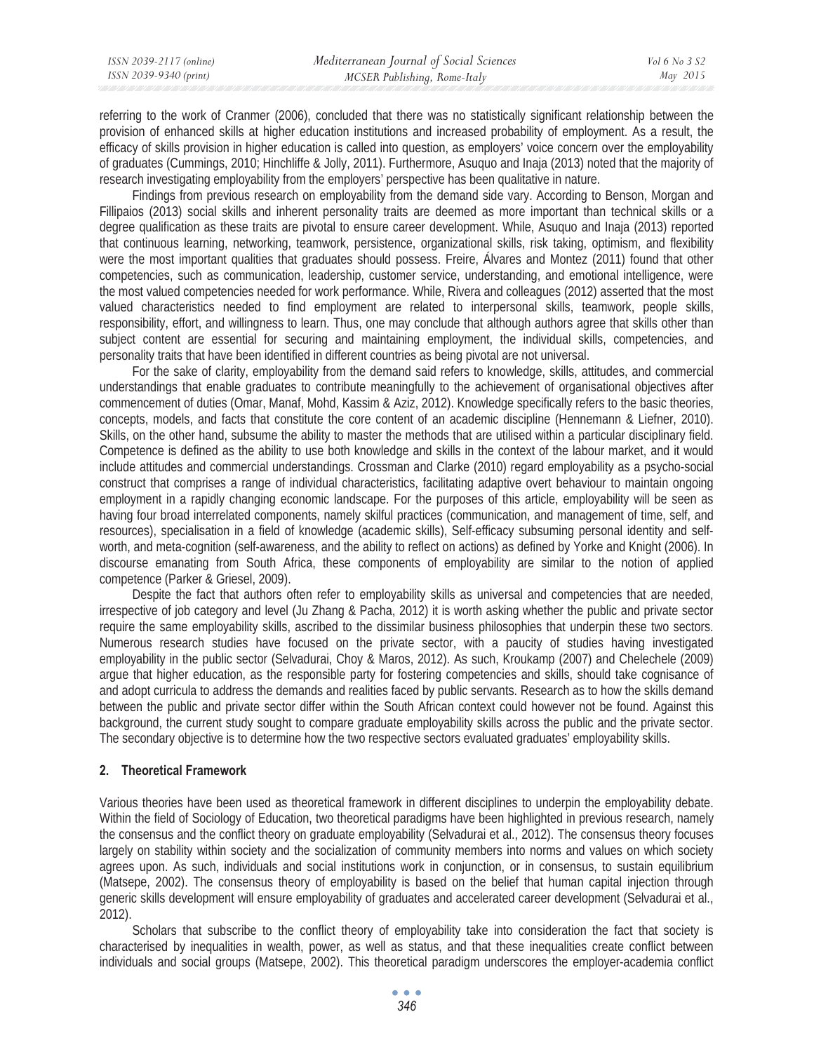referring to the work of Cranmer (2006), concluded that there was no statistically significant relationship between the provision of enhanced skills at higher education institutions and increased probability of employment. As a result, the efficacy of skills provision in higher education is called into question, as employers' voice concern over the employability of graduates (Cummings, 2010; Hinchliffe & Jolly, 2011). Furthermore, Asuquo and Inaja (2013) noted that the majority of research investigating employability from the employers' perspective has been qualitative in nature.

Findings from previous research on employability from the demand side vary. According to Benson, Morgan and Fillipaios (2013) social skills and inherent personality traits are deemed as more important than technical skills or a degree qualification as these traits are pivotal to ensure career development. While, Asuquo and Inaja (2013) reported that continuous learning, networking, teamwork, persistence, organizational skills, risk taking, optimism, and flexibility were the most important qualities that graduates should possess. Freire, Álvares and Montez (2011) found that other competencies, such as communication, leadership, customer service, understanding, and emotional intelligence, were the most valued competencies needed for work performance. While, Rivera and colleagues (2012) asserted that the most valued characteristics needed to find employment are related to interpersonal skills, teamwork, people skills, responsibility, effort, and willingness to learn. Thus, one may conclude that although authors agree that skills other than subject content are essential for securing and maintaining employment, the individual skills, competencies, and personality traits that have been identified in different countries as being pivotal are not universal.

For the sake of clarity, employability from the demand said refers to knowledge, skills, attitudes, and commercial understandings that enable graduates to contribute meaningfully to the achievement of organisational objectives after commencement of duties (Omar, Manaf, Mohd, Kassim & Aziz, 2012). Knowledge specifically refers to the basic theories, concepts, models, and facts that constitute the core content of an academic discipline (Hennemann & Liefner, 2010). Skills, on the other hand, subsume the ability to master the methods that are utilised within a particular disciplinary field. Competence is defined as the ability to use both knowledge and skills in the context of the labour market, and it would include attitudes and commercial understandings. Crossman and Clarke (2010) regard employability as a psycho-social construct that comprises a range of individual characteristics, facilitating adaptive overt behaviour to maintain ongoing employment in a rapidly changing economic landscape. For the purposes of this article, employability will be seen as having four broad interrelated components, namely skilful practices (communication, and management of time, self, and resources), specialisation in a field of knowledge (academic skills), Self-efficacy subsuming personal identity and self-worth, and meta-cognition (self-awareness, and the ability to reflect on actions) as defined by Yorke and Knight (2006). In discourse emanating from South Africa, these components of employability are similar to the notion of applied competence (Parker & Griesel, 2009).

Despite the fact that authors often refer to employability skills as universal and competencies that are needed, irrespective of job category and level (Ju Zhang & Pacha, 2012) it is worth asking whether the public and private sector require the same employability skills, ascribed to the dissimilar business philosophies that underpin these two sectors. Numerous research studies have focused on the private sector, with a paucity of studies having investigated employability in the public sector (Selvadurai, Choy & Maros, 2012). As such, Kroukamp (2007) and Chelechele (2009) argue that higher education, as the responsible party for fostering competencies and skills, should take cognisance of and adopt curricula to address the demands and realities faced by public servants. Research as to how the skills demand between the public and private sector differ within the South African context could however not be found. Against this background, the current study sought to compare graduate employability skills across the public and the private sector. The secondary objective is to determine how the two respective sectors evaluated graduates' employability skills.

## 2. Theoretical Framework

Various theories have been used as theoretical framework in different disciplines to underpin the employability debate. Within the field of Sociology of Education, two theoretical paradigms have been highlighted in previous research, namely the consensus and the conflict theory on graduate employability (Selvadurai et al., 2012). The consensus theory focuses largely on stability within society and the socialization of community members into norms and values on which society agrees upon. As such, individuals and social institutions work in conjunction, or in consensus, to sustain equilibrium (Matsepe, 2002). The consensus theory of employability is based on the belief that human capital injection through generic skills development will ensure employability of graduates and accelerated career development (Selvadurai et al., 2012).

Scholars that subscribe to the conflict theory of employability take into consideration the fact that society is characterised by inequalities in wealth, power, as well as status, and that these inequalities create conflict between individuals and social groups (Matsepe, 2002). This theoretical paradigm underscores the employer-academia conflict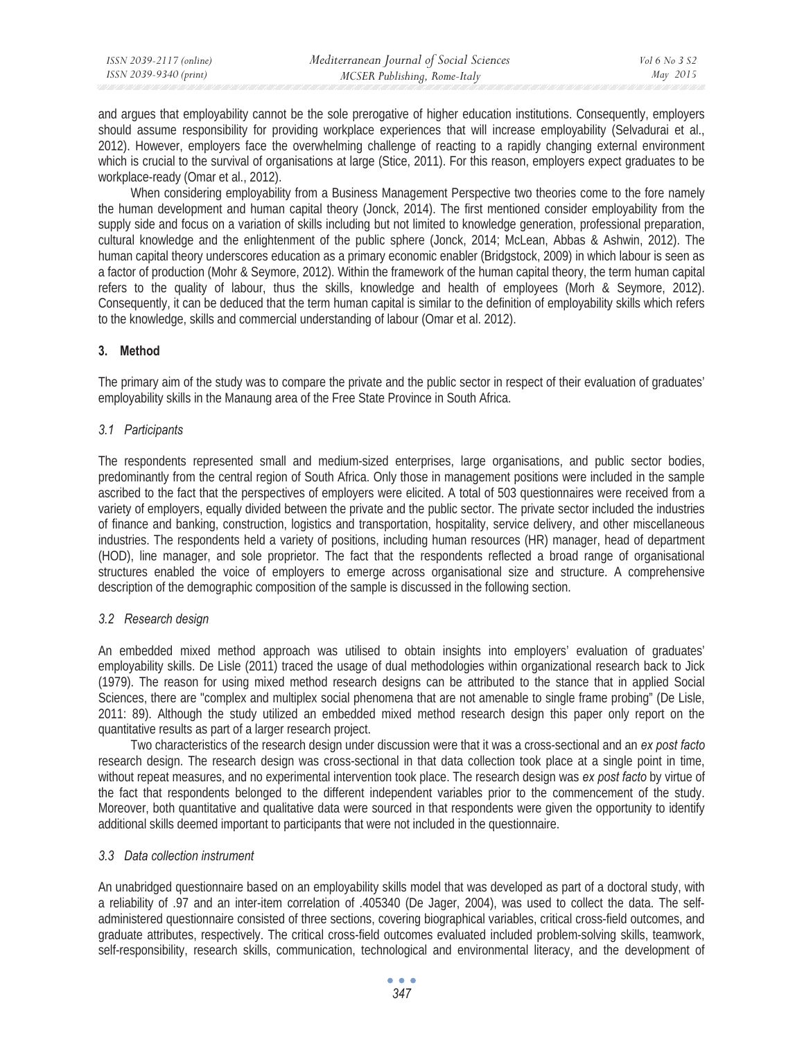and argues that employability cannot be the sole prerogative of higher education institutions. Consequently, employers should assume responsibility for providing workplace experiences that will increase employability (Selvadurai et al., 2012). However, employers face the overwhelming challenge of reacting to a rapidly changing external environment which is crucial to the survival of organisations at large (Stice, 2011). For this reason, employers expect graduates to be workplace-ready (Omar et al., 2012).

When considering employability from a Business Management Perspective two theories come to the fore namely the human development and human capital theory (Jonck, 2014). The first mentioned consider employability from the supply side and focus on a variation of skills including but not limited to knowledge generation, professional preparation, cultural knowledge and the enlightenment of the public sphere (Jonck, 2014; McLean, Abbas & Ashwin, 2012). The human capital theory underscores education as a primary economic enabler (Bridgstock, 2009) in which labour is seen as a factor of production (Mohr & Seymore, 2012). Within the framework of the human capital theory, the term human capital refers to the quality of labour, thus the skills, knowledge and health of employees (Morh & Seymore, 2012). Consequently, it can be deduced that the term human capital is similar to the definition of employability skills which refers to the knowledge, skills and commercial understanding of labour (Omar et al. 2012).

## 3. Method

The primary aim of the study was to compare the private and the public sector in respect of their evaluation of graduates' employability skills in the Manaung area of the Free State Province in South Africa.

### *3.1 Participants*

The respondents represented small and medium-sized enterprises, large organisations, and public sector bodies, predominantly from the central region of South Africa. Only those in management positions were included in the sample ascribed to the fact that the perspectives of employers were elicited. A total of 503 questionnaires were received from a variety of employers, equally divided between the private and the public sector. The private sector included the industries of finance and banking, construction, logistics and transportation, hospitality, service delivery, and other miscellaneous industries. The respondents held a variety of positions, including human resources (HR) manager, head of department (HOD), line manager, and sole proprietor. The fact that the respondents reflected a broad range of organisational structures enabled the voice of employers to emerge across organisational size and structure. A comprehensive description of the demographic composition of the sample is discussed in the following section.

### *3.2 Research design*

An embedded mixed method approach was utilised to obtain insights into employers' evaluation of graduates' employability skills. De Lisle (2011) traced the usage of dual methodologies within organizational research back to Jick (1979). The reason for using mixed method research designs can be attributed to the stance that in applied Social Sciences, there are "complex and multiplex social phenomena that are not amenable to single frame probing" (De Lisle, 2011: 89). Although the study utilized an embedded mixed method research design this paper only report on the quantitative results as part of a larger research project.

Two characteristics of the research design under discussion were that it was a cross-sectional and an *ex post facto* research design. The research design was cross-sectional in that data collection took place at a single point in time, without repeat measures, and no experimental intervention took place. The research design was *ex post facto* by virtue of the fact that respondents belonged to the different independent variables prior to the commencement of the study. Moreover, both quantitative and qualitative data were sourced in that respondents were given the opportunity to identify additional skills deemed important to participants that were not included in the questionnaire.

### *3.3 Data collection instrument*

An unabridged questionnaire based on an employability skills model that was developed as part of a doctoral study, with a reliability of .97 and an inter-item correlation of .405340 (De Jager, 2004), was used to collect the data. The self-administered questionnaire consisted of three sections, covering biographical variables, critical cross-field outcomes, and graduate attributes, respectively. The critical cross-field outcomes evaluated included problem-solving skills, teamwork, self-responsibility, research skills, communication, technological and environmental literacy, and the development of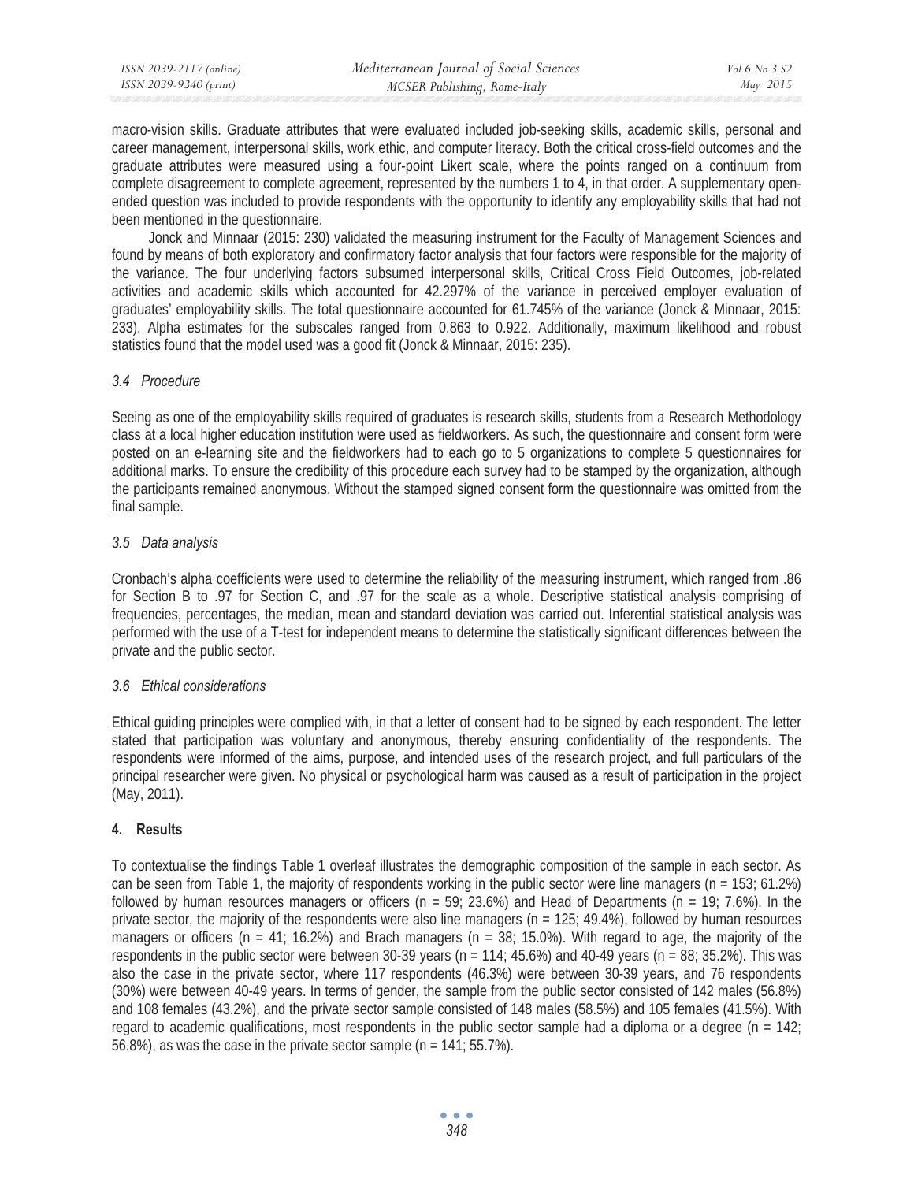macro-vision skills. Graduate attributes that were evaluated included job-seeking skills, academic skills, personal and career management, interpersonal skills, work ethic, and computer literacy. Both the critical cross-field outcomes and the graduate attributes were measured using a four-point Likert scale, where the points ranged on a continuum from complete disagreement to complete agreement, represented by the numbers 1 to 4, in that order. A supplementary open-ended question was included to provide respondents with the opportunity to identify any employability skills that had not been mentioned in the questionnaire.

Jonck and Minnaar (2015: 230) validated the measuring instrument for the Faculty of Management Sciences and found by means of both exploratory and confirmatory factor analysis that four factors were responsible for the majority of the variance. The four underlying factors subsumed interpersonal skills, Critical Cross Field Outcomes, job-related activities and academic skills which accounted for 42.297% of the variance in perceived employer evaluation of graduates' employability skills. The total questionnaire accounted for 61.745% of the variance (Jonck & Minnaar, 2015: 233). Alpha estimates for the subscales ranged from 0.863 to 0.922. Additionally, maximum likelihood and robust statistics found that the model used was a good fit (Jonck & Minnaar, 2015: 235).

### *3.4 Procedure*

Seeing as one of the employability skills required of graduates is research skills, students from a Research Methodology class at a local higher education institution were used as fieldworkers. As such, the questionnaire and consent form were posted on an e-learning site and the fieldworkers had to each go to 5 organizations to complete 5 questionnaires for additional marks. To ensure the credibility of this procedure each survey had to be stamped by the organization, although the participants remained anonymous. Without the stamped signed consent form the questionnaire was omitted from the final sample.

### *3.5 Data analysis*

Cronbach's alpha coefficients were used to determine the reliability of the measuring instrument, which ranged from .86 for Section B to .97 for Section C, and .97 for the scale as a whole. Descriptive statistical analysis comprising of frequencies, percentages, the median, mean and standard deviation was carried out. Inferential statistical analysis was performed with the use of a T-test for independent means to determine the statistically significant differences between the private and the public sector.

### *3.6 Ethical considerations*

Ethical guiding principles were complied with, in that a letter of consent had to be signed by each respondent. The letter stated that participation was voluntary and anonymous, thereby ensuring confidentiality of the respondents. The respondents were informed of the aims, purpose, and intended uses of the research project, and full particulars of the principal researcher were given. No physical or psychological harm was caused as a result of participation in the project (May, 2011).

## 4. Results

To contextualise the findings Table 1 overleaf illustrates the demographic composition of the sample in each sector. As can be seen from Table 1, the majority of respondents working in the public sector were line managers (n = 153; 61.2%) followed by human resources managers or officers (n = 59; 23.6%) and Head of Departments (n = 19; 7.6%). In the private sector, the majority of the respondents were also line managers (n = 125; 49.4%), followed by human resources managers or officers (n = 41; 16.2%) and Brach managers (n = 38; 15.0%). With regard to age, the majority of the respondents in the public sector were between 30-39 years (n = 114; 45.6%) and 40-49 years (n = 88; 35.2%). This was also the case in the private sector, where 117 respondents (46.3%) were between 30-39 years, and 76 respondents (30%) were between 40-49 years. In terms of gender, the sample from the public sector consisted of 142 males (56.8%) and 108 females (43.2%), and the private sector sample consisted of 148 males (58.5%) and 105 females (41.5%). With regard to academic qualifications, most respondents in the public sector sample had a diploma or a degree (n = 142; 56.8%), as was the case in the private sector sample (n = 141; 55.7%).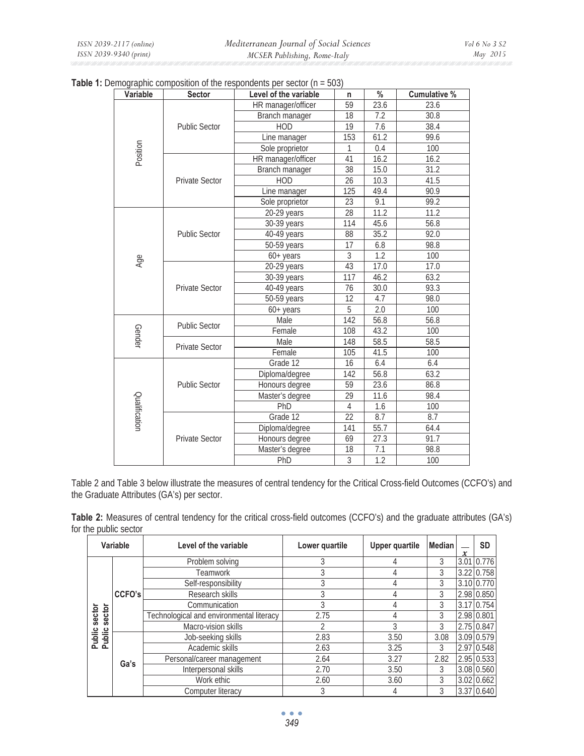**Table 1:** Demographic composition of the respondents per sector (n = 503)

| Variable | Sector | Level of the variable | n | % | Cumulative % |
|---|---|---|---|---|---|
| Position | Public Sector | HR manager/officer | 59 | 23.6 | 23.6 |
| | | Branch manager | 18 | 7.2 | 30.8 |
| | | HOD | 19 | 7.6 | 38.4 |
| | | Line manager | 153 | 61.2 | 99.6 |
| | | Sole proprietor | 1 | 0.4 | 100 |
| | Private Sector | HR manager/officer | 41 | 16.2 | 16.2 |
| | | Branch manager | 38 | 15.0 | 31.2 |
| | | HOD | 26 | 10.3 | 41.5 |
| | | Line manager | 125 | 49.4 | 90.9 |
| | | Sole proprietor | 23 | 9.1 | 99.2 |
| Age | Public Sector | 20-29 years | 28 | 11.2 | 11.2 |
| | | 30-39 years | 114 | 45.6 | 56.8 |
| | | 40-49 years | 88 | 35.2 | 92.0 |
| | | 50-59 years | 17 | 6.8 | 98.8 |
| | | 60+ years | 3 | 1.2 | 100 |
| | Private Sector | 20-29 years | 43 | 17.0 | 17.0 |
| | | 30-39 years | 117 | 46.2 | 63.2 |
| | | 40-49 years | 76 | 30.0 | 93.3 |
| | | 50-59 years | 12 | 4.7 | 98.0 |
| | | 60+ years | 5 | 2.0 | 100 |
| Gender | Public Sector | Male | 142 | 56.8 | 56.8 |
| | | Female | 108 | 43.2 | 100 |
| | Private Sector | Male | 148 | 58.5 | 58.5 |
| | | Female | 105 | 41.5 | 100 |
| Qualification | Public Sector | Grade 12 | 16 | 6.4 | 6.4 |
| | | Diploma/degree | 142 | 56.8 | 63.2 |
| | | Honours degree | 59 | 23.6 | 86.8 |
| | | Master's degree | 29 | 11.6 | 98.4 |
| | | PhD | 4 | 1.6 | 100 |
| | Private Sector | Grade 12 | 22 | 8.7 | 8.7 |
| | | Diploma/degree | 141 | 55.7 | 64.4 |
| | | Honours degree | 69 | 27.3 | 91.7 |
| | | Master's degree | 18 | 7.1 | 98.8 |
| | | PhD | 3 | 1.2 | 100 |

Table 2 and Table 3 below illustrate the measures of central tendency for the Critical Cross-field Outcomes (CCFO's) and the Graduate Attributes (GA's) per sector.

**Table 2:** Measures of central tendency for the critical cross-field outcomes (CCFO's) and the graduate attributes (GA's) for the public sector

| Variable | | Level of the variable | Lower quartile | Upper quartile | Median | $\bar{x}$ | SD |
|---|---|---|---|---|---|---|---|
| Public sector | CCFO's | Problem solving | 3 | 4 | 3 | 3.01 | 0.776 |
| | | Teamwork | 3 | 4 | 3 | 3.22 | 0.758 |
| | | Self-responsibility | 3 | 4 | 3 | 3.10 | 0.770 |
| | | Research skills | 3 | 4 | 3 | 2.98 | 0.850 |
| | | Communication | 3 | 4 | 3 | 3.17 | 0.754 |
| | | Technological and environmental literacy | 2.75 | 4 | 3 | 2.98 | 0.801 |
| | | Macro-vision skills | 2 | 3 | 3 | 2.75 | 0.847 |
| | Ga's | Job-seeking skills | 2.83 | 3.50 | 3.08 | 3.09 | 0.579 |
| | | Academic skills | 2.63 | 3.25 | 3 | 2.97 | 0.548 |
| | | Personal/career management | 2.64 | 3.27 | 2.82 | 2.95 | 0.533 |
| | | Interpersonal skills | 2.70 | 3.50 | 3 | 3.08 | 0.560 |
| | | Work ethic | 2.60 | 3.60 | 3 | 3.02 | 0.662 |
| | | Computer literacy | 3 | 4 | 3 | 3.37 | 0.640 |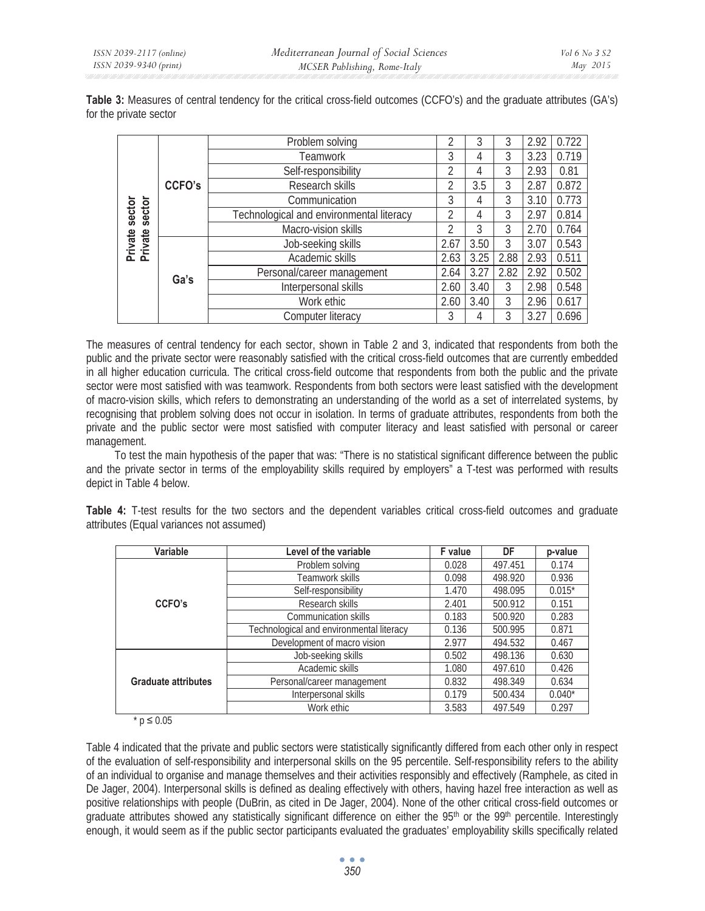**Table 3:** Measures of central tendency for the critical cross-field outcomes (CCFO's) and the graduate attributes (GA's) for the private sector

| | | | | | | | |
|---|---|---|---|---|---|---|---|
| Private sector Private sector | CCFO's | Problem solving | 2 | 3 | 3 | 2.92 | 0.722 |
| | | Teamwork | 3 | 4 | 3 | 3.23 | 0.719 |
| | | Self-responsibility | 2 | 4 | 3 | 2.93 | 0.81 |
| | | Research skills | 2 | 3.5 | 3 | 2.87 | 0.872 |
| | | Communication | 3 | 4 | 3 | 3.10 | 0.773 |
| | | Technological and environmental literacy | 2 | 4 | 3 | 2.97 | 0.814 |
| | | Macro-vision skills | 2 | 3 | 3 | 2.70 | 0.764 |
| | Ga's | Job-seeking skills | 2.67 | 3.50 | 3 | 3.07 | 0.543 |
| | | Academic skills | 2.63 | 3.25 | 2.88 | 2.93 | 0.511 |
| | | Personal/career management | 2.64 | 3.27 | 2.82 | 2.92 | 0.502 |
| | | Interpersonal skills | 2.60 | 3.40 | 3 | 2.98 | 0.548 |
| | | Work ethic | 2.60 | 3.40 | 3 | 2.96 | 0.617 |
| | | Computer literacy | 3 | 4 | 3 | 3.27 | 0.696 |

The measures of central tendency for each sector, shown in Table 2 and 3, indicated that respondents from both the public and the private sector were reasonably satisfied with the critical cross-field outcomes that are currently embedded in all higher education curricula. The critical cross-field outcome that respondents from both the public and the private sector were most satisfied with was teamwork. Respondents from both sectors were least satisfied with the development of macro-vision skills, which refers to demonstrating an understanding of the world as a set of interrelated systems, by recognising that problem solving does not occur in isolation. In terms of graduate attributes, respondents from both the private and the public sector were most satisfied with computer literacy and least satisfied with personal or career management.

To test the main hypothesis of the paper that was: "There is no statistical significant difference between the public and the private sector in terms of the employability skills required by employers" a T-test was performed with results depict in Table 4 below.

**Table 4:** T-test results for the two sectors and the dependent variables critical cross-field outcomes and graduate attributes (Equal variances not assumed)

| Variable | Level of the variable | F value | DF | p-value |
|---|---|---|---|---|
| CCFO's | Problem solving | 0.028 | 497.451 | 0.174 |
| | Teamwork skills | 0.098 | 498.920 | 0.936 |
| | Self-responsibility | 1.470 | 498.095 | 0.015* |
| | Research skills | 2.401 | 500.912 | 0.151 |
| | Communication skills | 0.183 | 500.920 | 0.283 |
| | Technological and environmental literacy | 0.136 | 500.995 | 0.871 |
| | Development of macro vision | 2.977 | 494.532 | 0.467 |
| Graduate attributes | Job-seeking skills | 0.502 | 498.136 | 0.630 |
| | Academic skills | 1.080 | 497.610 | 0.426 |
| | Personal/career management | 0.832 | 498.349 | 0.634 |
| | Interpersonal skills | 0.179 | 500.434 | 0.040* |
| | Work ethic | 3.583 | 497.549 | 0.297 |

* $p \leq 0.05$

Table 4 indicated that the private and public sectors were statistically significantly differed from each other only in respect of the evaluation of self-responsibility and interpersonal skills on the 95 percentile. Self-responsibility refers to the ability of an individual to organise and manage themselves and their activities responsibly and effectively (Ramphele, as cited in De Jager, 2004). Interpersonal skills is defined as dealing effectively with others, having hazel free interaction as well as positive relationships with people (DuBrin, as cited in De Jager, 2004). None of the other critical cross-field outcomes or graduate attributes showed any statistically significant difference on either the 95th or the 99th percentile. Interestingly enough, it would seem as if the public sector participants evaluated the graduates' employability skills specifically related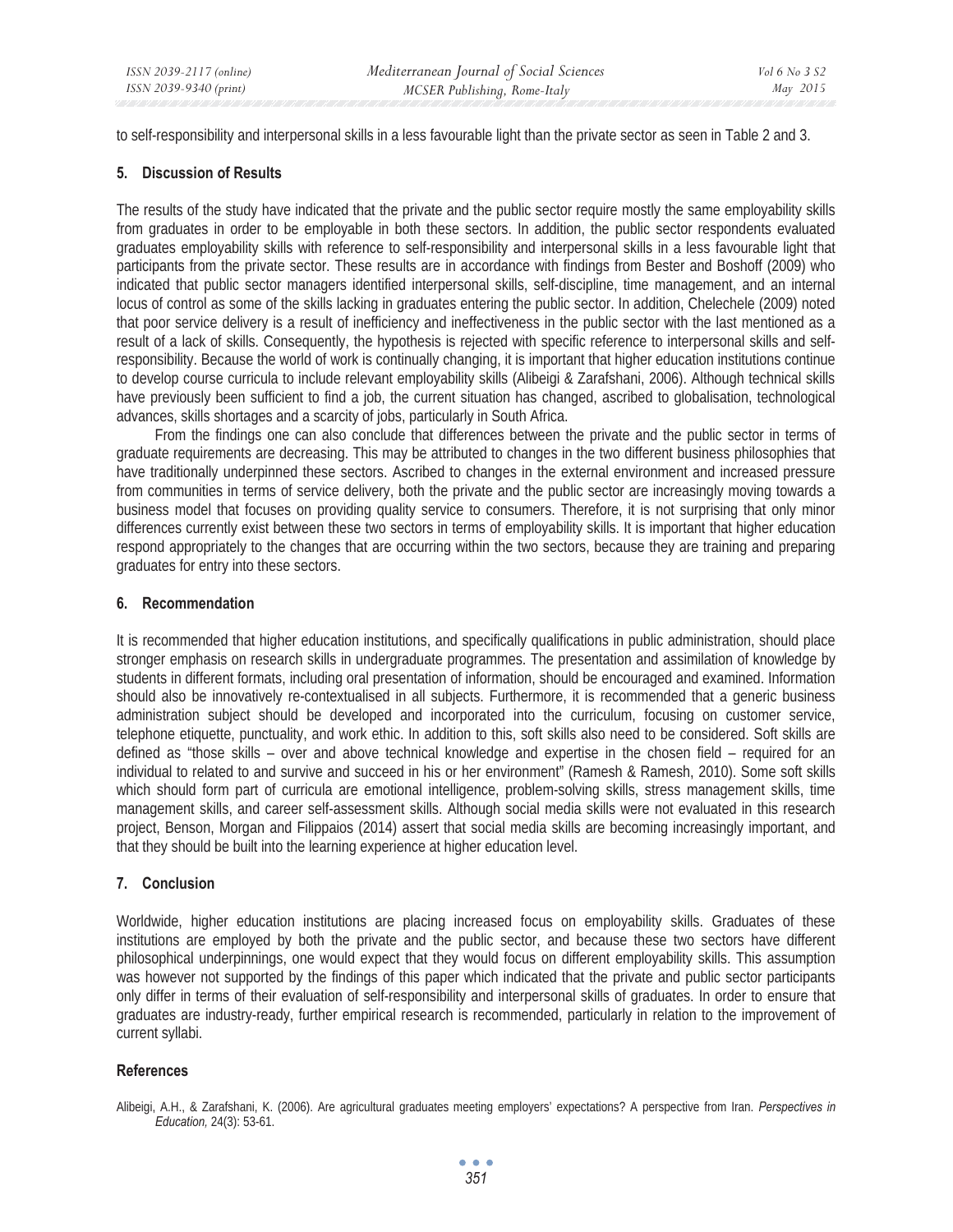to self-responsibility and interpersonal skills in a less favourable light than the private sector as seen in Table 2 and 3.

## 5. Discussion of Results

The results of the study have indicated that the private and the public sector require mostly the same employability skills from graduates in order to be employable in both these sectors. In addition, the public sector respondents evaluated graduates employability skills with reference to self-responsibility and interpersonal skills in a less favourable light that participants from the private sector. These results are in accordance with findings from Bester and Boshoff (2009) who indicated that public sector managers identified interpersonal skills, self-discipline, time management, and an internal locus of control as some of the skills lacking in graduates entering the public sector. In addition, Chelechele (2009) noted that poor service delivery is a result of inefficiency and ineffectiveness in the public sector with the last mentioned as a result of a lack of skills. Consequently, the hypothesis is rejected with specific reference to interpersonal skills and self-responsibility. Because the world of work is continually changing, it is important that higher education institutions continue to develop course curricula to include relevant employability skills (Alibeigi & Zarafshani, 2006). Although technical skills have previously been sufficient to find a job, the current situation has changed, ascribed to globalisation, technological advances, skills shortages and a scarcity of jobs, particularly in South Africa.

From the findings one can also conclude that differences between the private and the public sector in terms of graduate requirements are decreasing. This may be attributed to changes in the two different business philosophies that have traditionally underpinned these sectors. Ascribed to changes in the external environment and increased pressure from communities in terms of service delivery, both the private and the public sector are increasingly moving towards a business model that focuses on providing quality service to consumers. Therefore, it is not surprising that only minor differences currently exist between these two sectors in terms of employability skills. It is important that higher education respond appropriately to the changes that are occurring within the two sectors, because they are training and preparing graduates for entry into these sectors.

## 6. Recommendation

It is recommended that higher education institutions, and specifically qualifications in public administration, should place stronger emphasis on research skills in undergraduate programmes. The presentation and assimilation of knowledge by students in different formats, including oral presentation of information, should be encouraged and examined. Information should also be innovatively re-contextualised in all subjects. Furthermore, it is recommended that a generic business administration subject should be developed and incorporated into the curriculum, focusing on customer service, telephone etiquette, punctuality, and work ethic. In addition to this, soft skills also need to be considered. Soft skills are defined as "those skills – over and above technical knowledge and expertise in the chosen field – required for an individual to related to and survive and succeed in his or her environment" (Ramesh & Ramesh, 2010). Some soft skills which should form part of curricula are emotional intelligence, problem-solving skills, stress management skills, time management skills, and career self-assessment skills. Although social media skills were not evaluated in this research project, Benson, Morgan and Filippaios (2014) assert that social media skills are becoming increasingly important, and that they should be built into the learning experience at higher education level.

## 7. Conclusion

Worldwide, higher education institutions are placing increased focus on employability skills. Graduates of these institutions are employed by both the private and the public sector, and because these two sectors have different philosophical underpinnings, one would expect that they would focus on different employability skills. This assumption was however not supported by the findings of this paper which indicated that the private and public sector participants only differ in terms of their evaluation of self-responsibility and interpersonal skills of graduates. In order to ensure that graduates are industry-ready, further empirical research is recommended, particularly in relation to the improvement of current syllabi.

## References

Alibeigi, A.H., & Zarafshani, K. (2006). Are agricultural graduates meeting employers' expectations? A perspective from Iran. *Perspectives in Education,* 24(3): 53-61.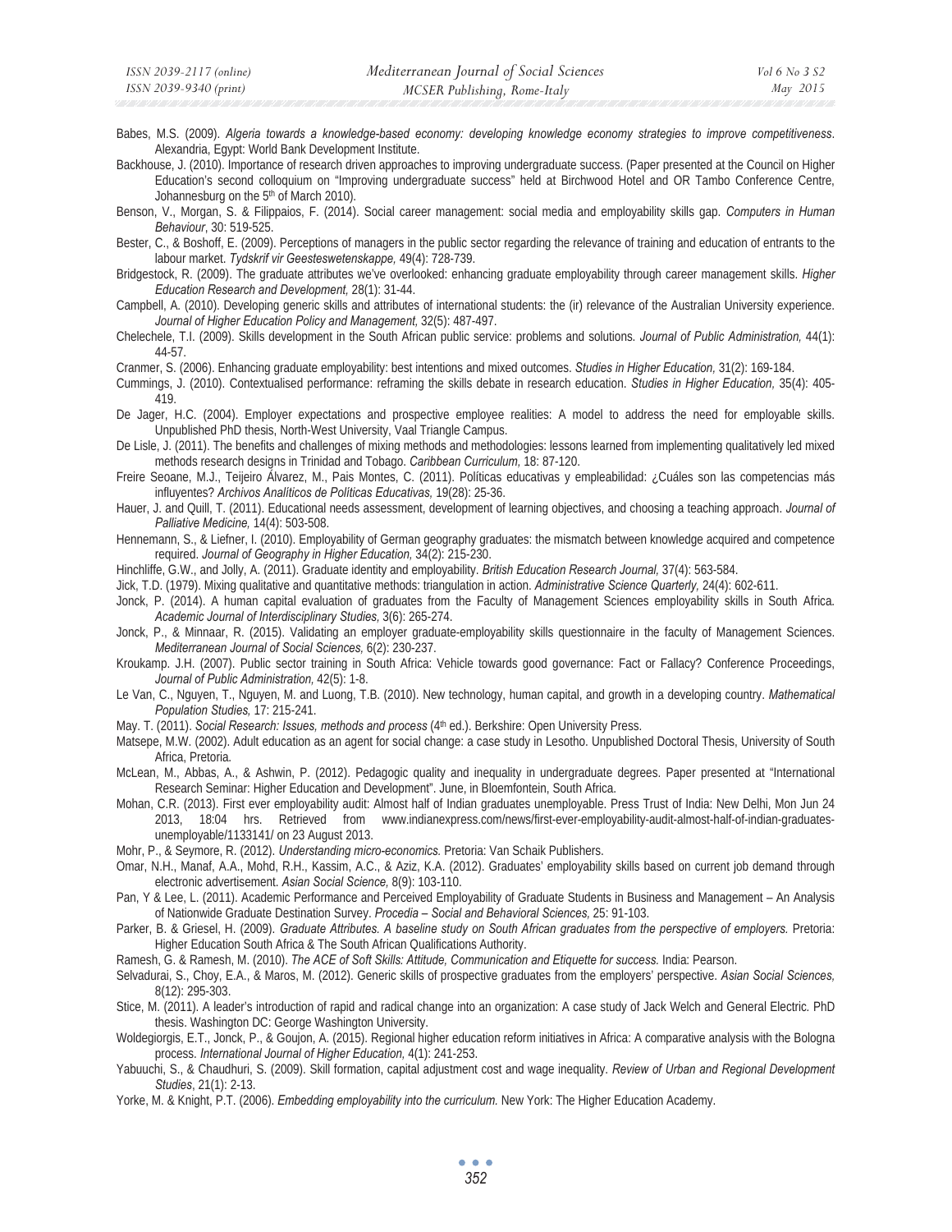Babes, M.S. (2009). *Algeria towards a knowledge-based economy: developing knowledge economy strategies to improve competitiveness*. Alexandria, Egypt: World Bank Development Institute.

Backhouse, J. (2010). Importance of research driven approaches to improving undergraduate success. (Paper presented at the Council on Higher Education's second colloquium on "Improving undergraduate success" held at Birchwood Hotel and OR Tambo Conference Centre, Johannesburg on the 5th of March 2010).

Benson, V., Morgan, S. & Filippaios, F. (2014). Social career management: social media and employability skills gap. *Computers in Human Behaviour*, 30: 519-525.

Bester, C., & Boshoff, E. (2009). Perceptions of managers in the public sector regarding the relevance of training and education of entrants to the labour market. *Tydskrif vir Geesteswetenskappe,* 49(4): 728-739.

Bridgestock, R. (2009). The graduate attributes we've overlooked: enhancing graduate employability through career management skills. *Higher Education Research and Development,* 28(1): 31-44.

Campbell, A. (2010). Developing generic skills and attributes of international students: the (ir) relevance of the Australian University experience. *Journal of Higher Education Policy and Management,* 32(5): 487-497.

Chelechele, T.I. (2009). Skills development in the South African public service: problems and solutions. *Journal of Public Administration,* 44(1): 44-57.

Cranmer, S. (2006). Enhancing graduate employability: best intentions and mixed outcomes. *Studies in Higher Education,* 31(2): 169-184.

Cummings, J. (2010). Contextualised performance: reframing the skills debate in research education. *Studies in Higher Education,* 35(4): 405-419.

De Jager, H.C. (2004). Employer expectations and prospective employee realities: A model to address the need for employable skills. Unpublished PhD thesis, North-West University, Vaal Triangle Campus.

De Lisle, J. (2011). The benefits and challenges of mixing methods and methodologies: lessons learned from implementing qualitatively led mixed methods research designs in Trinidad and Tobago. *Caribbean Curriculum,* 18: 87-120.

Freire Seoane, M.J., Teijeiro Álvarez, M., Pais Montes, C. (2011). Políticas educativas y empleabilidad: ¿Cuáles son las competencias más influyentes? *Archivos Analíticos de Políticas Educativas,* 19(28): 25-36.

Hauer, J. and Quill, T. (2011). Educational needs assessment, development of learning objectives, and choosing a teaching approach. *Journal of Palliative Medicine,* 14(4): 503-508.

Hennemann, S., & Liefner, I. (2010). Employability of German geography graduates: the mismatch between knowledge acquired and competence required. *Journal of Geography in Higher Education,* 34(2): 215-230.

Hinchliffe, G.W., and Jolly, A. (2011). Graduate identity and employability. *British Education Research Journal,* 37(4): 563-584.

Jick, T.D. (1979). Mixing qualitative and quantitative methods: triangulation in action. *Administrative Science Quarterly,* 24(4): 602-611.

Jonck, P. (2014). A human capital evaluation of graduates from the Faculty of Management Sciences employability skills in South Africa. *Academic Journal of Interdisciplinary Studies,* 3(6): 265-274.

Jonck, P., & Minnaar, R. (2015). Validating an employer graduate-employability skills questionnaire in the faculty of Management Sciences. *Mediterranean Journal of Social Sciences,* 6(2): 230-237.

Kroukamp. J.H. (2007). Public sector training in South Africa: Vehicle towards good governance: Fact or Fallacy? Conference Proceedings, *Journal of Public Administration,* 42(5): 1-8.

Le Van, C., Nguyen, T., Nguyen, M. and Luong, T.B. (2010). New technology, human capital, and growth in a developing country. *Mathematical Population Studies,* 17: 215-241.

May. T. (2011). *Social Research: Issues, methods and process* (4th ed.). Berkshire: Open University Press.

Matsepe, M.W. (2002). Adult education as an agent for social change: a case study in Lesotho. Unpublished Doctoral Thesis, University of South Africa, Pretoria.

McLean, M., Abbas, A., & Ashwin, P. (2012). Pedagogic quality and inequality in undergraduate degrees. Paper presented at "International Research Seminar: Higher Education and Development". June, in Bloemfontein, South Africa.

Mohan, C.R. (2013). First ever employability audit: Almost half of Indian graduates unemployable. Press Trust of India: New Delhi, Mon Jun 24 2013, 18:04 hrs. Retrieved from www.indianexpress.com/news/first-ever-employability-audit-almost-half-of-indian-graduates-unemployable/1133141/ on 23 August 2013.

Mohr, P., & Seymore, R. (2012). *Understanding micro-economics.* Pretoria: Van Schaik Publishers.

Omar, N.H., Manaf, A.A., Mohd, R.H., Kassim, A.C., & Aziz, K.A. (2012). Graduates' employability skills based on current job demand through electronic advertisement. *Asian Social Science,* 8(9): 103-110.

Pan, Y & Lee, L. (2011). Academic Performance and Perceived Employability of Graduate Students in Business and Management – An Analysis of Nationwide Graduate Destination Survey. *Procedia – Social and Behavioral Sciences,* 25: 91-103.

Parker, B. & Griesel, H. (2009). *Graduate Attributes. A baseline study on South African graduates from the perspective of employers.* Pretoria: Higher Education South Africa & The South African Qualifications Authority.

Ramesh, G. & Ramesh, M. (2010). *The ACE of Soft Skills: Attitude, Communication and Etiquette for success.* India: Pearson.

Selvadurai, S., Choy, E.A., & Maros, M. (2012). Generic skills of prospective graduates from the employers' perspective. *Asian Social Sciences,* 8(12): 295-303.

Stice, M. (2011). A leader's introduction of rapid and radical change into an organization: A case study of Jack Welch and General Electric. PhD thesis. Washington DC: George Washington University.

Woldegiorgis, E.T., Jonck, P., & Goujon, A. (2015). Regional higher education reform initiatives in Africa: A comparative analysis with the Bologna process. *International Journal of Higher Education,* 4(1): 241-253.

Yabuuchi, S., & Chaudhuri, S. (2009). Skill formation, capital adjustment cost and wage inequality. *Review of Urban and Regional Development Studies*, 21(1): 2-13.

Yorke, M. & Knight, P.T. (2006). *Embedding employability into the curriculum.* New York: The Higher Education Academy.